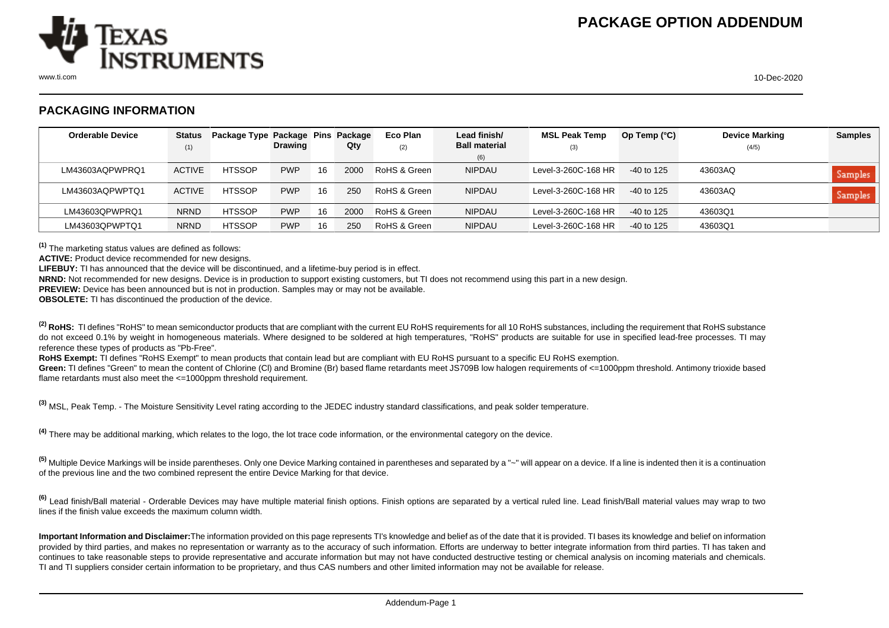# PACKAGE OPTION ADDENDUM

## PACKAGING INFORMATION

| Orderable Device | Status (1) | Package Type | Package Drawing | Pins | Package Qty | Eco Plan (2) | Lead finish/ Ball material (6) | MSL Peak Temp (3) | Op Temp (°C) | Device Marking (4/5) | Samples |
|---|---|---|---|---|---|---|---|---|---|---|---|
| LM43603AQPWPRQ1 | ACTIVE | HTSSOP | PWP | 16 | 2000 | RoHS & Green | NIPDAU | Level-3-260C-168 HR | -40 to 125 | 43603AQ | Samples |
| LM43603AQPWPTQ1 | ACTIVE | HTSSOP | PWP | 16 | 250 | RoHS & Green | NIPDAU | Level-3-260C-168 HR | -40 to 125 | 43603AQ | Samples |
| LM43603QPWPRQ1 | NRND | HTSSOP | PWP | 16 | 2000 | RoHS & Green | NIPDAU | Level-3-260C-168 HR | -40 to 125 | 43603Q1 | |
| LM43603QPWPTQ1 | NRND | HTSSOP | PWP | 16 | 250 | RoHS & Green | NIPDAU | Level-3-260C-168 HR | -40 to 125 | 43603Q1 | |

[1] The marketing status values are defined as follows:

**ACTIVE:** Product device recommended for new designs.

**LIFEBUY:** TI has announced that the device will be discontinued, and a lifetime-buy period is in effect.

**NRND:** Not recommended for new designs. Device is in production to support existing customers, but TI does not recommend using this part in a new design.

**PREVIEW:** Device has been announced but is not in production. Samples may or may not be available.

**OBSOLETE:** TI has discontinued the production of the device.

[2] **RoHS:** TI defines "RoHS" to mean semiconductor products that are compliant with the current EU RoHS requirements for all 10 RoHS substances, including the requirement that RoHS substance do not exceed 0.1% by weight in homogeneous materials. Where designed to be soldered at high temperatures, "RoHS" products are suitable for use in specified lead-free processes. TI may reference these types of products as "Pb-Free".

**RoHS Exempt:** TI defines "RoHS Exempt" to mean products that contain lead but are compliant with EU RoHS pursuant to a specific EU RoHS exemption.

**Green:** TI defines "Green" to mean the content of Chlorine (Cl) and Bromine (Br) based flame retardants meet JS709B low halogen requirements of <=1000ppm threshold. Antimony trioxide based flame retardants must also meet the <=1000ppm threshold requirement.

[3] MSL, Peak Temp. - The Moisture Sensitivity Level rating according to the JEDEC industry standard classifications, and peak solder temperature.

[4] There may be additional marking, which relates to the logo, the lot trace code information, or the environmental category on the device.

[5] Multiple Device Markings will be inside parentheses. Only one Device Marking contained in parentheses and separated by a "~" will appear on a device. If a line is indented then it is a continuation of the previous line and the two combined represent the entire Device Marking for that device.

[6] Lead finish/Ball material - Orderable Devices may have multiple material finish options. Finish options are separated by a vertical ruled line. Lead finish/Ball material values may wrap to two lines if the finish value exceeds the maximum column width.

**Important Information and Disclaimer:** The information provided on this page represents TI's knowledge and belief as of the date that it is provided. TI bases its knowledge and belief on information provided by third parties, and makes no representation or warranty as to the accuracy of such information. Efforts are underway to better integrate information from third parties. TI has taken and continues to take reasonable steps to provide representative and accurate information but may not have conducted destructive testing or chemical analysis on incoming materials and chemicals. TI and TI suppliers consider certain information to be proprietary, and thus CAS numbers and other limited information may not be available for release.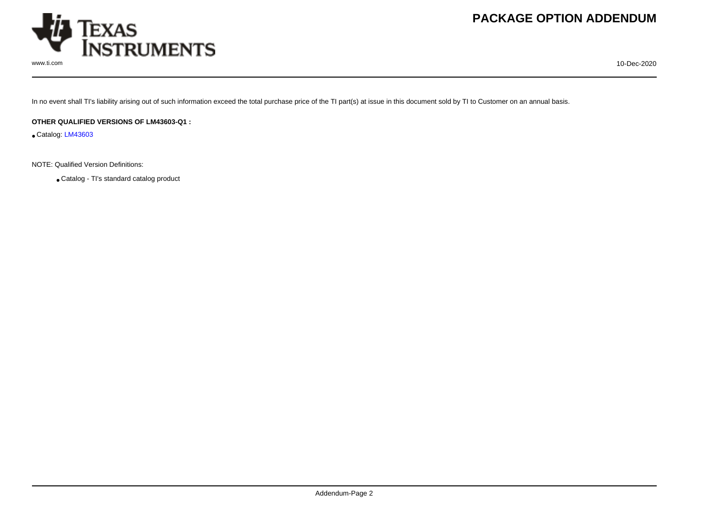In no event shall TI's liability arising out of such information exceed the total purchase price of the TI part(s) at issue in this document sold by TI to Customer on an annual basis.

**OTHER QUALIFIED VERSIONS OF LM43603-Q1 :**

- Catalog: LM43603

NOTE: Qualified Version Definitions:

- Catalog - TI's standard catalog product